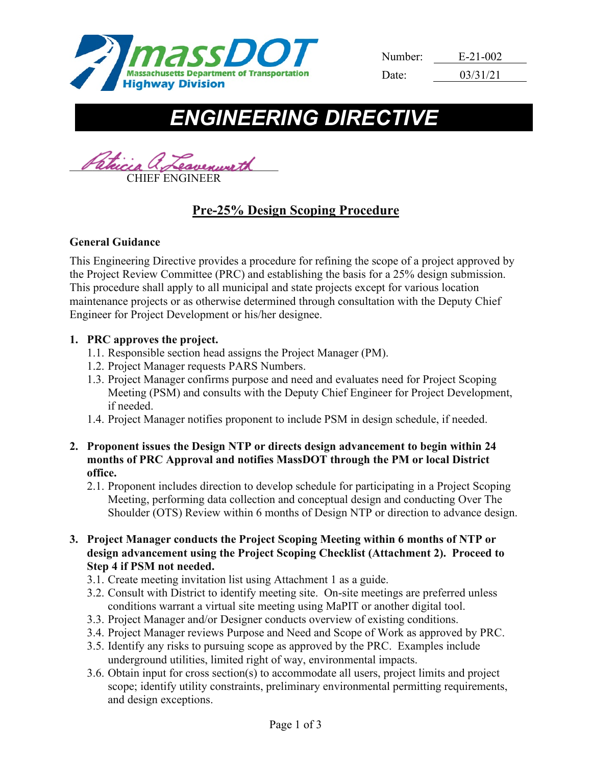Number: E-21-002

Date: 03/31/21

# ENGINEERING DIRECTIVE

CHIEF ENGINEER

## Pre-25% Design Scoping Procedure

**General Guidance**

This Engineering Directive provides a procedure for refining the scope of a project approved by the Project Review Committee (PRC) and establishing the basis for a 25% design submission. This procedure shall apply to all municipal and state projects except for various location maintenance projects or as otherwise determined through consultation with the Deputy Chief Engineer for Project Development or his/her designee.

1. **PRC approves the project.**
   1.1. Responsible section head assigns the Project Manager (PM).
   1.2. Project Manager requests PARS Numbers.
   1.3. Project Manager confirms purpose and need and evaluates need for Project Scoping Meeting (PSM) and consults with the Deputy Chief Engineer for Project Development, if needed.
   1.4. Project Manager notifies proponent to include PSM in design schedule, if needed.

2. **Proponent issues the Design NTP or directs design advancement to begin within 24 months of PRC Approval and notifies MassDOT through the PM or local District office.**
   2.1. Proponent includes direction to develop schedule for participating in a Project Scoping Meeting, performing data collection and conceptual design and conducting Over The Shoulder (OTS) Review within 6 months of Design NTP or direction to advance design.

3. **Project Manager conducts the Project Scoping Meeting within 6 months of NTP or design advancement using the Project Scoping Checklist (Attachment 2). Proceed to Step 4 if PSM not needed.**
   3.1. Create meeting invitation list using Attachment 1 as a guide.
   3.2. Consult with District to identify meeting site. On-site meetings are preferred unless conditions warrant a virtual site meeting using MaPIT or another digital tool.
   3.3. Project Manager and/or Designer conducts overview of existing conditions.
   3.4. Project Manager reviews Purpose and Need and Scope of Work as approved by PRC.
   3.5. Identify any risks to pursuing scope as approved by the PRC. Examples include underground utilities, limited right of way, environmental impacts.
   3.6. Obtain input for cross section(s) to accommodate all users, project limits and project scope; identify utility constraints, preliminary environmental permitting requirements, and design exceptions.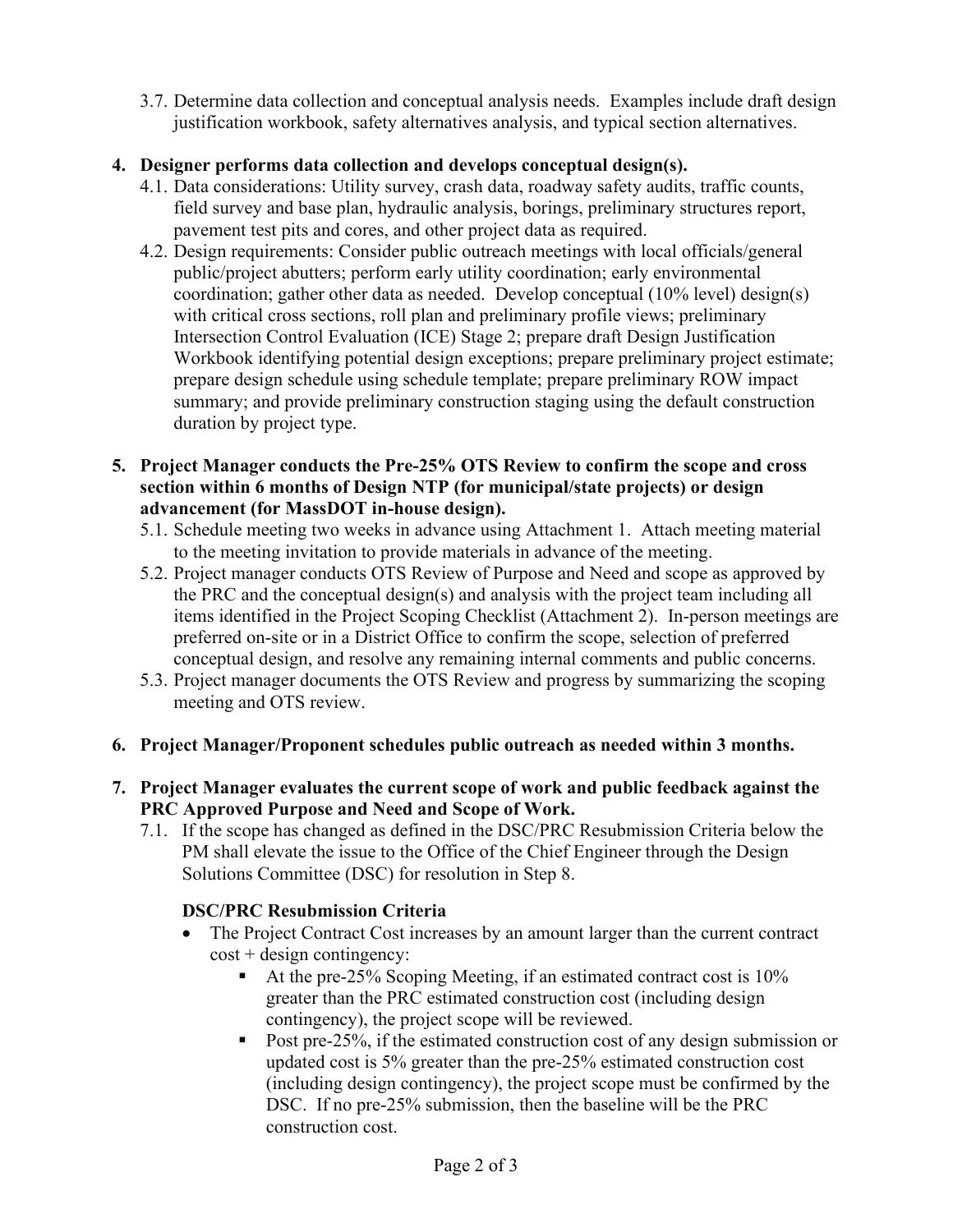3.7. Determine data collection and conceptual analysis needs. Examples include draft design justification workbook, safety alternatives analysis, and typical section alternatives.

4. **Designer performs data collection and develops conceptual design(s).**
   4.1. Data considerations: Utility survey, crash data, roadway safety audits, traffic counts, field survey and base plan, hydraulic analysis, borings, preliminary structures report, pavement test pits and cores, and other project data as required.
   4.2. Design requirements: Consider public outreach meetings with local officials/general public/project abutters; perform early utility coordination; early environmental coordination; gather other data as needed. Develop conceptual (10% level) design(s) with critical cross sections, roll plan and preliminary profile views; preliminary Intersection Control Evaluation (ICE) Stage 2; prepare draft Design Justification Workbook identifying potential design exceptions; prepare preliminary project estimate; prepare design schedule using schedule template; prepare preliminary ROW impact summary; and provide preliminary construction staging using the default construction duration by project type.

5. **Project Manager conducts the Pre-25% OTS Review to confirm the scope and cross section within 6 months of Design NTP (for municipal/state projects) or design advancement (for MassDOT in-house design).**
   5.1. Schedule meeting two weeks in advance using Attachment 1. Attach meeting material to the meeting invitation to provide materials in advance of the meeting.
   5.2. Project manager conducts OTS Review of Purpose and Need and scope as approved by the PRC and the conceptual design(s) and analysis with the project team including all items identified in the Project Scoping Checklist (Attachment 2). In-person meetings are preferred on-site or in a District Office to confirm the scope, selection of preferred conceptual design, and resolve any remaining internal comments and public concerns.
   5.3. Project manager documents the OTS Review and progress by summarizing the scoping meeting and OTS review.

6. **Project Manager/Proponent schedules public outreach as needed within 3 months.**

7. **Project Manager evaluates the current scope of work and public feedback against the PRC Approved Purpose and Need and Scope of Work.**
   7.1. If the scope has changed as defined in the DSC/PRC Resubmission Criteria below the PM shall elevate the issue to the Office of the Chief Engineer through the Design Solutions Committee (DSC) for resolution in Step 8.

   **DSC/PRC Resubmission Criteria**

   - The Project Contract Cost increases by an amount larger than the current contract cost + design contingency:
     - At the pre-25% Scoping Meeting, if an estimated contract cost is 10% greater than the PRC estimated construction cost (including design contingency), the project scope will be reviewed.
     - Post pre-25%, if the estimated construction cost of any design submission or updated cost is 5% greater than the pre-25% estimated construction cost (including design contingency), the project scope must be confirmed by the DSC. If no pre-25% submission, then the baseline will be the PRC construction cost.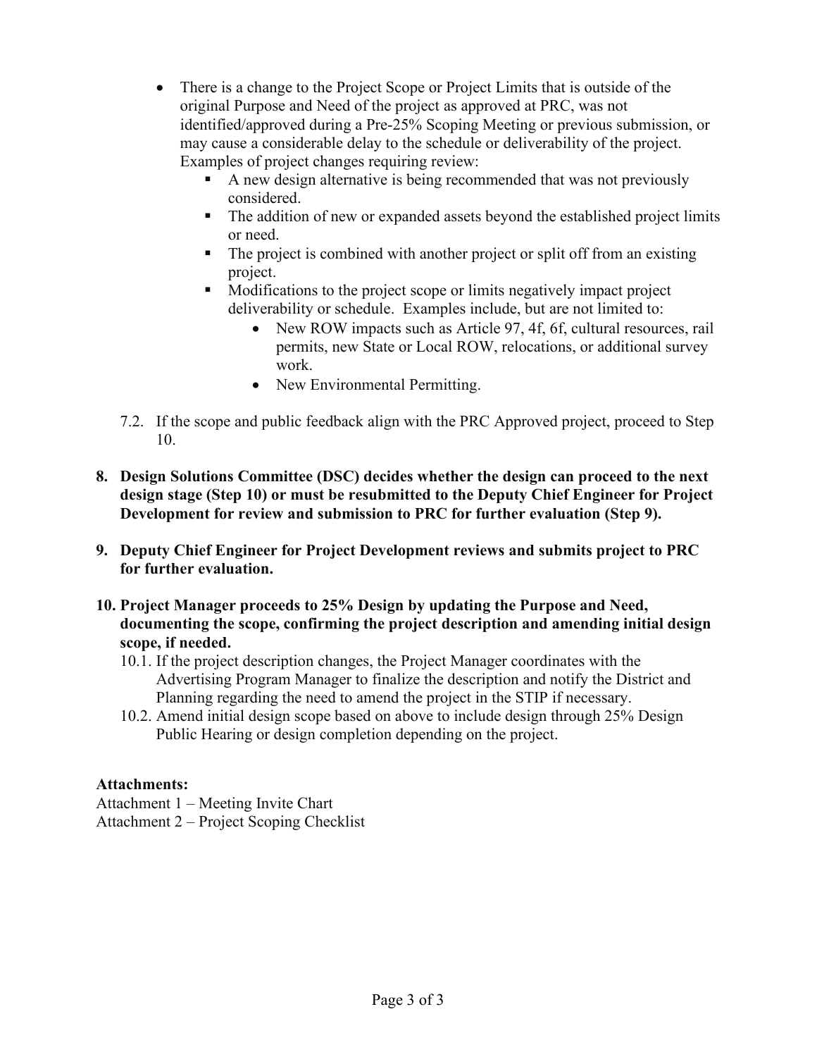- There is a change to the Project Scope or Project Limits that is outside of the original Purpose and Need of the project as approved at PRC, was not identified/approved during a Pre-25% Scoping Meeting or previous submission, or may cause a considerable delay to the schedule or deliverability of the project. Examples of project changes requiring review:
  - A new design alternative is being recommended that was not previously considered.
  - The addition of new or expanded assets beyond the established project limits or need.
  - The project is combined with another project or split off from an existing project.
  - Modifications to the project scope or limits negatively impact project deliverability or schedule. Examples include, but are not limited to:
    - New ROW impacts such as Article 97, 4f, 6f, cultural resources, rail permits, new State or Local ROW, relocations, or additional survey work.
    - New Environmental Permitting.

7.2. If the scope and public feedback align with the PRC Approved project, proceed to Step 10.

**8. Design Solutions Committee (DSC) decides whether the design can proceed to the next design stage (Step 10) or must be resubmitted to the Deputy Chief Engineer for Project Development for review and submission to PRC for further evaluation (Step 9).**

**9. Deputy Chief Engineer for Project Development reviews and submits project to PRC for further evaluation.**

**10. Project Manager proceeds to 25% Design by updating the Purpose and Need, documenting the scope, confirming the project description and amending initial design scope, if needed.**

10.1. If the project description changes, the Project Manager coordinates with the Advertising Program Manager to finalize the description and notify the District and Planning regarding the need to amend the project in the STIP if necessary.

10.2. Amend initial design scope based on above to include design through 25% Design Public Hearing or design completion depending on the project.

**Attachments:**

Attachment 1 – Meeting Invite Chart
Attachment 2 – Project Scoping Checklist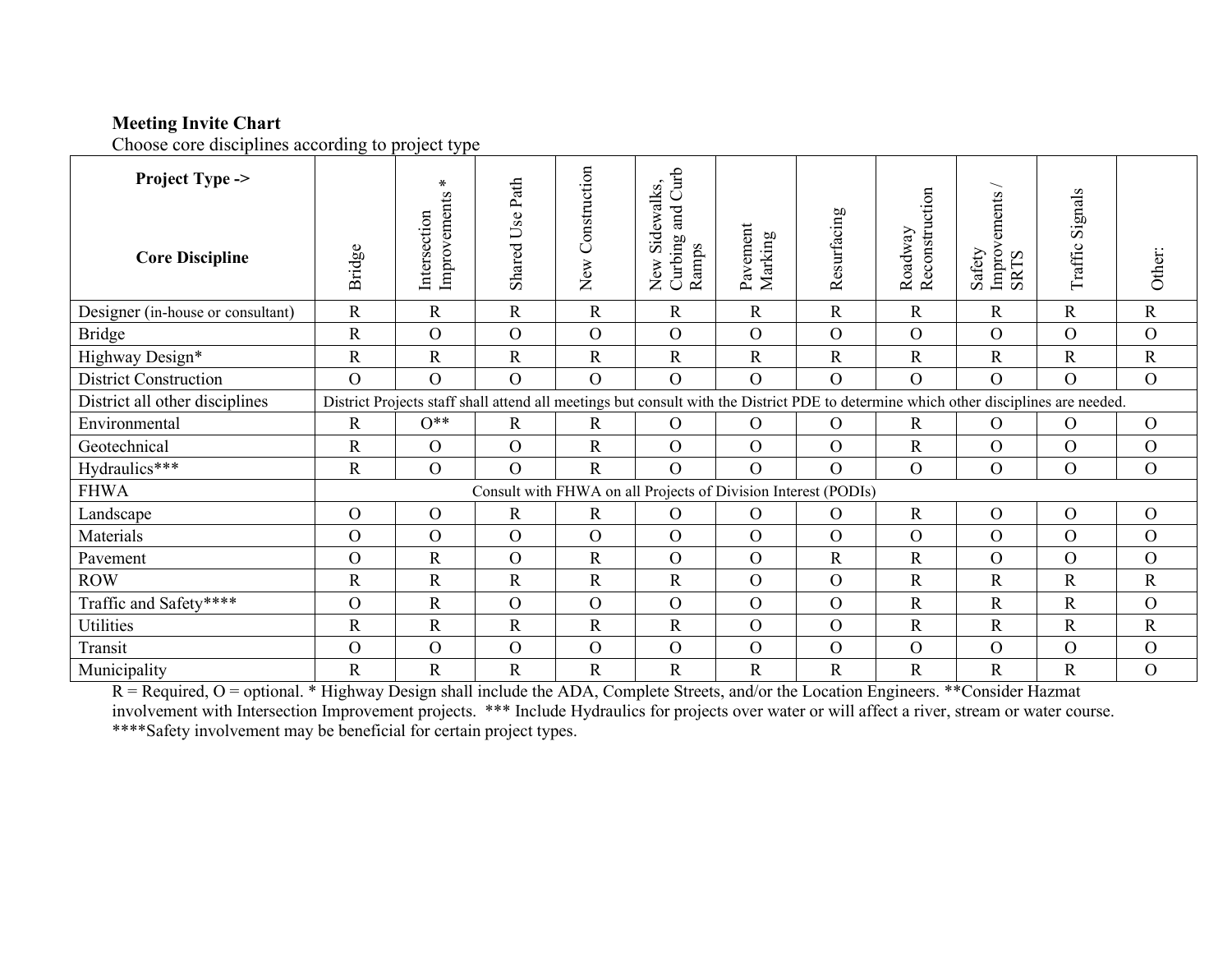**Meeting Invite Chart**

Choose core disciplines according to project type

| Project Type -> / Core Discipline | Bridge | Intersection Improvements * | Shared Use Path | New Construction | New Sidewalks, Curbing and Curb Ramps | Pavement Marking | Resurfacing | Roadway Reconstruction | Safety Improvements / SRTS | Traffic Signals | Other: |
|---|---|---|---|---|---|---|---|---|---|---|---|
| Designer (in-house or consultant) | R | R | R | R | R | R | R | R | R | R | R |
| Bridge | R | O | O | O | O | O | O | O | O | O | O |
| Highway Design* | R | R | R | R | R | R | R | R | R | R | R |
| District Construction | O | O | O | O | O | O | O | O | O | O | O |
| District all other disciplines | District Projects staff shall attend all meetings but consult with the District PDE to determine which other disciplines are needed. | | | | | | | | | | |
| Environmental | R | O** | R | R | O | O | O | R | O | O | O |
| Geotechnical | R | O | O | R | O | O | O | R | O | O | O |
| Hydraulics*** | R | O | O | R | O | O | O | O | O | O | O |
| FHWA | Consult with FHWA on all Projects of Division Interest (PODIs) | | | | | | | | | | |
| Landscape | O | O | R | R | O | O | O | R | O | O | O |
| Materials | O | O | O | O | O | O | O | O | O | O | O |
| Pavement | O | R | O | R | O | O | R | R | O | O | O |
| ROW | R | R | R | R | R | O | O | R | R | R | R |
| Traffic and Safety**** | O | R | O | O | O | O | O | R | R | R | O |
| Utilities | R | R | R | R | R | O | O | R | R | R | R |
| Transit | O | O | O | O | O | O | O | O | O | O | O |
| Municipality | R | R | R | R | R | R | R | R | R | R | O |

R = Required, O = optional. * Highway Design shall include the ADA, Complete Streets, and/or the Location Engineers. **Consider Hazmat involvement with Intersection Improvement projects. *** Include Hydraulics for projects over water or will affect a river, stream or water course. ****Safety involvement may be beneficial for certain project types.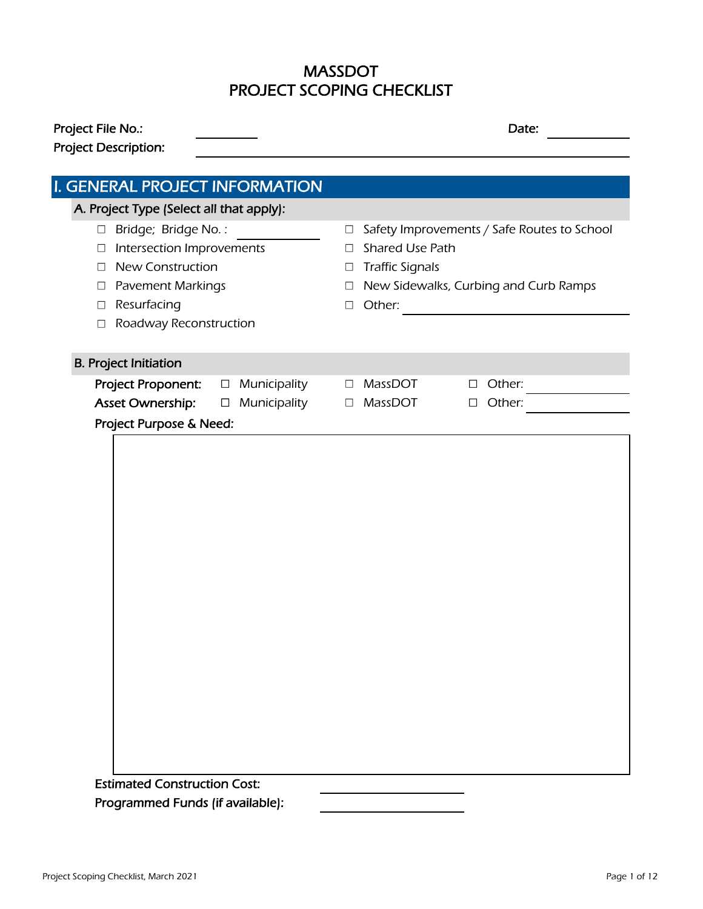# MASSDOT
# PROJECT SCOPING CHECKLIST

**Project File No.:** ____________ **Date:** ____________

**Project Description:** ________________________________________________

## I. GENERAL PROJECT INFORMATION

### A. Project Type (Select all that apply):

- ☐ Bridge; Bridge No. : ____________
- ☐ Intersection Improvements
- ☐ New Construction
- ☐ Pavement Markings
- ☐ Resurfacing
- ☐ Roadway Reconstruction
- ☐ Safety Improvements / Safe Routes to School
- ☐ Shared Use Path
- ☐ Traffic Signals
- ☐ New Sidewalks, Curbing and Curb Ramps
- ☐ Other: ____________

### B. Project Initiation

**Project Proponent:** ☐ Municipality ☐ MassDOT ☐ Other: ____________

**Asset Ownership:** ☐ Municipality ☐ MassDOT ☐ Other: ____________

**Project Purpose & Need:**

**Estimated Construction Cost:** ____________

**Programmed Funds (if available):** ____________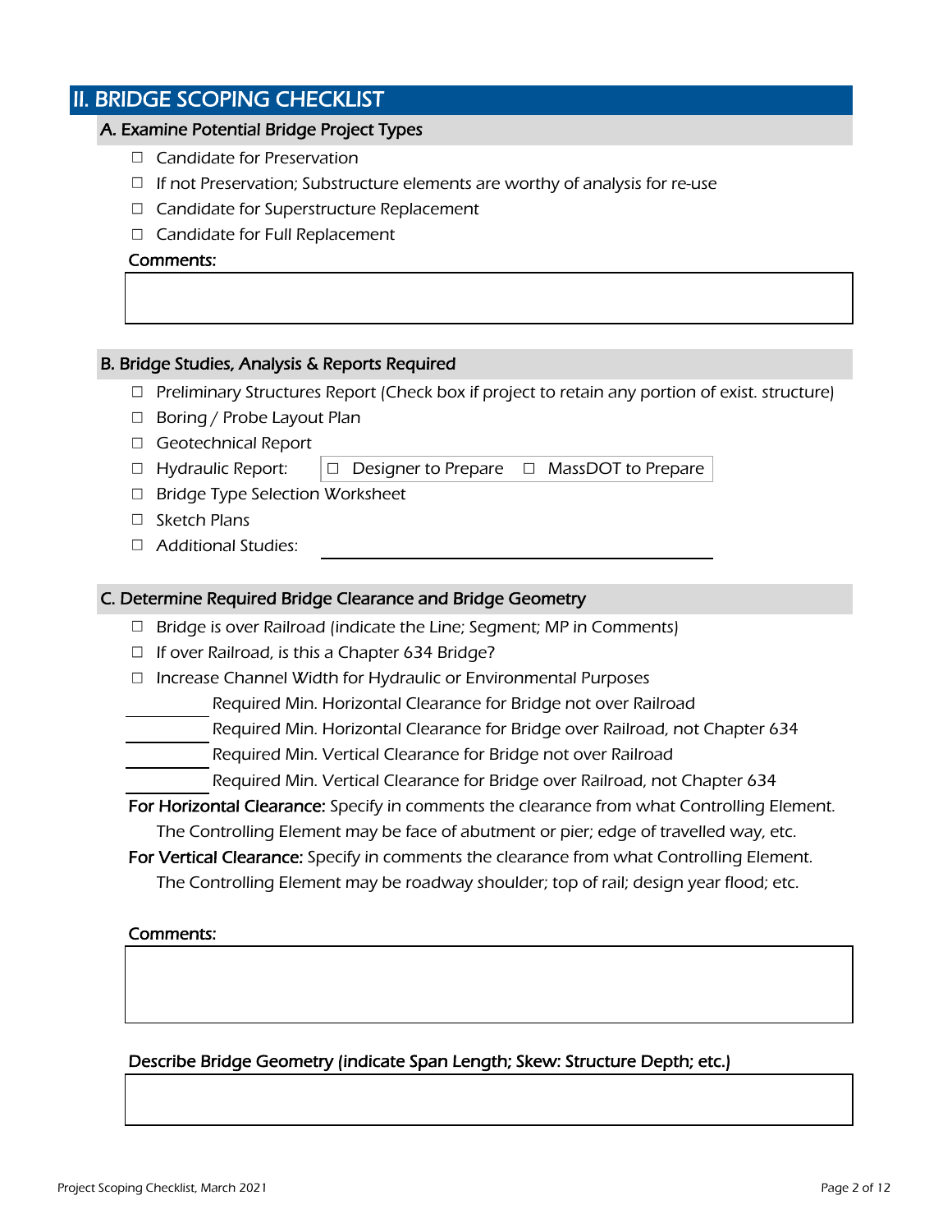# II. BRIDGE SCOPING CHECKLIST

## A. Examine Potential Bridge Project Types

- ☐ Candidate for Preservation
- ☐ If not Preservation; Substructure elements are worthy of analysis for re-use
- ☐ Candidate for Superstructure Replacement
- ☐ Candidate for Full Replacement

**Comments:**

## B. Bridge Studies, Analysis & Reports Required

- ☐ Preliminary Structures Report (Check box if project to retain any portion of exist. structure)
- ☐ Boring / Probe Layout Plan
- ☐ Geotechnical Report
- ☐ Hydraulic Report: ☐ Designer to Prepare ☐ MassDOT to Prepare
- ☐ Bridge Type Selection Worksheet
- ☐ Sketch Plans
- ☐ Additional Studies: \_\_\_\_\_\_\_\_\_\_\_\_\_\_\_\_\_\_\_\_

## C. Determine Required Bridge Clearance and Bridge Geometry

- ☐ Bridge is over Railroad (indicate the Line; Segment; MP in Comments)
- ☐ If over Railroad, is this a Chapter 634 Bridge?
- ☐ Increase Channel Width for Hydraulic or Environmental Purposes

\_\_\_\_\_\_\_\_ Required Min. Horizontal Clearance for Bridge not over Railroad

\_\_\_\_\_\_\_\_ Required Min. Horizontal Clearance for Bridge over Railroad, not Chapter 634

\_\_\_\_\_\_\_\_ Required Min. Vertical Clearance for Bridge not over Railroad

\_\_\_\_\_\_\_\_ Required Min. Vertical Clearance for Bridge over Railroad, not Chapter 634

**For Horizontal Clearance:** Specify in comments the clearance from what Controlling Element. The Controlling Element may be face of abutment or pier; edge of travelled way, etc.

**For Vertical Clearance:** Specify in comments the clearance from what Controlling Element. The Controlling Element may be roadway shoulder; top of rail; design year flood; etc.

**Comments:**

**Describe Bridge Geometry (indicate Span Length; Skew: Structure Depth; etc.)**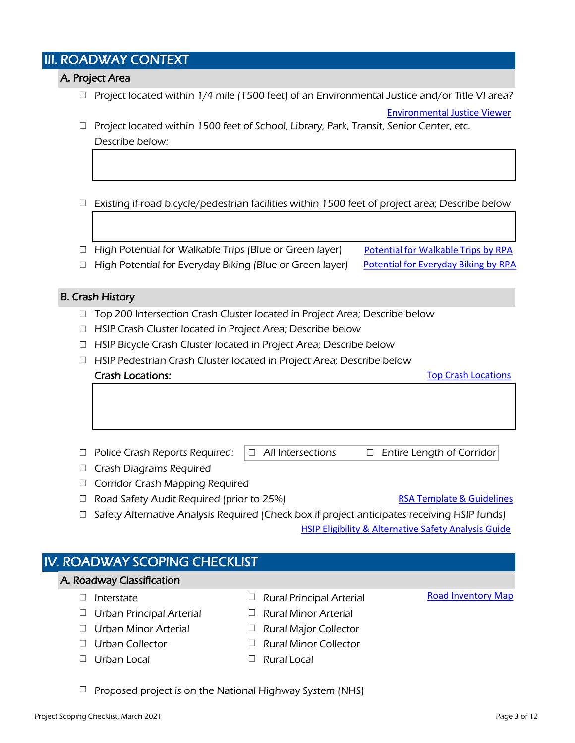## III. ROADWAY CONTEXT

### A. Project Area

- ☐ Project located within 1/4 mile (1500 feet) of an Environmental Justice and/or Title VI area?

  Environmental Justice Viewer

- ☐ Project located within 1500 feet of School, Library, Park, Transit, Senior Center, etc. Describe below:

- ☐ Existing if-road bicycle/pedestrian facilities within 1500 feet of project area; Describe below

- ☐ High Potential for Walkable Trips (Blue or Green layer) — Potential for Walkable Trips by RPA
- ☐ High Potential for Everyday Biking (Blue or Green layer) — Potential for Everyday Biking by RPA

### B. Crash History

- ☐ Top 200 Intersection Crash Cluster located in Project Area; Describe below
- ☐ HSIP Crash Cluster located in Project Area; Describe below
- ☐ HSIP Bicycle Crash Cluster located in Project Area; Describe below
- ☐ HSIP Pedestrian Crash Cluster located in Project Area; Describe below

**Crash Locations:** Top Crash Locations

- ☐ Police Crash Reports Required: ☐ All Intersections ☐ Entire Length of Corridor
- ☐ Crash Diagrams Required
- ☐ Corridor Crash Mapping Required
- ☐ Road Safety Audit Required (prior to 25%) — RSA Template & Guidelines
- ☐ Safety Alternative Analysis Required (Check box if project anticipates receiving HSIP funds)

  HSIP Eligibility & Alternative Safety Analysis Guide

## IV. ROADWAY SCOPING CHECKLIST

### A. Roadway Classification

Road Inventory Map

| | |
|---|---|
| ☐ Interstate | ☐ Rural Principal Arterial |
| ☐ Urban Principal Arterial | ☐ Rural Minor Arterial |
| ☐ Urban Minor Arterial | ☐ Rural Major Collector |
| ☐ Urban Collector | ☐ Rural Minor Collector |
| ☐ Urban Local | ☐ Rural Local |

- ☐ Proposed project is on the National Highway System (NHS)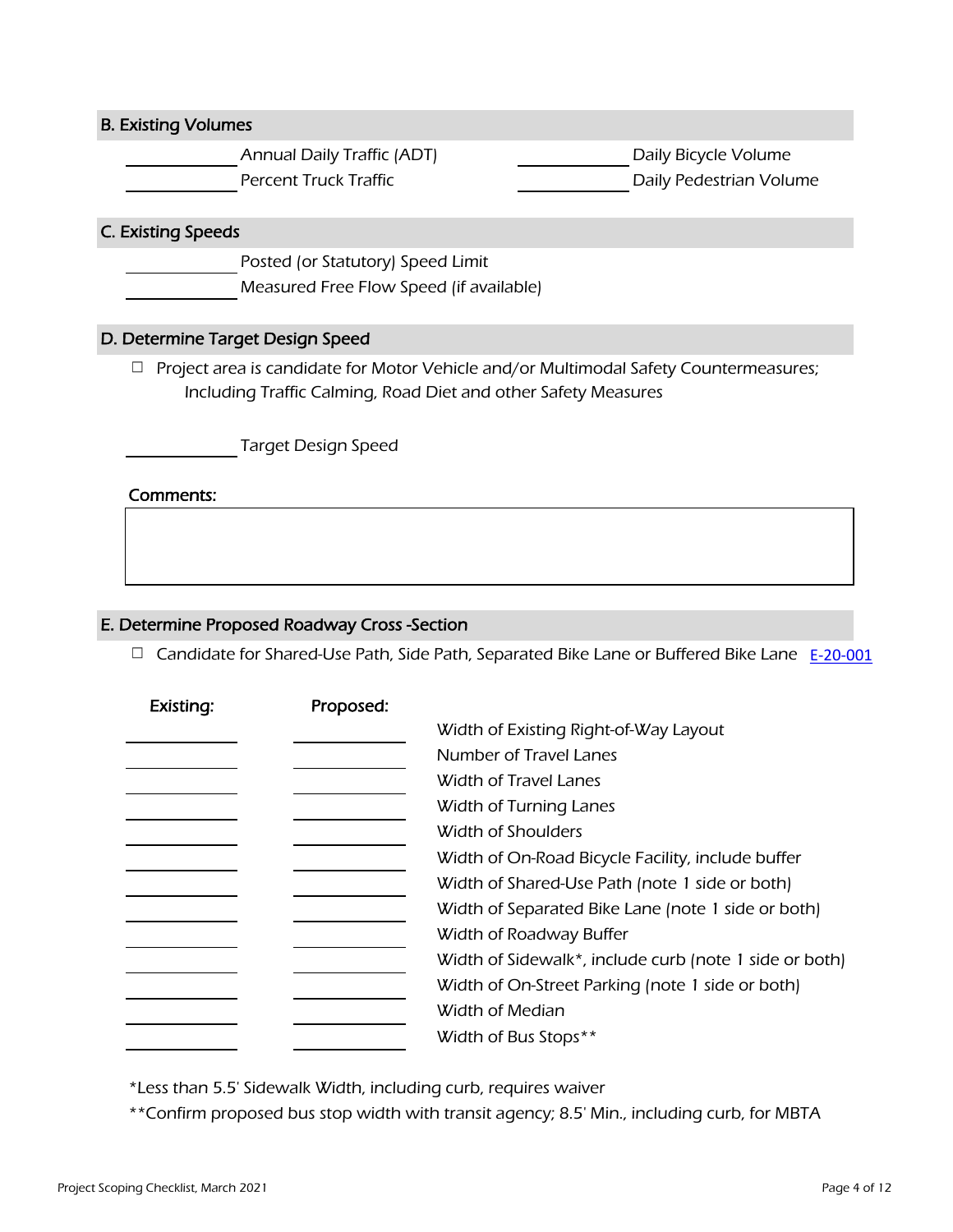## B. Existing Volumes

| | | | |
|---|---|---|---|
| ________ | Annual Daily Traffic (ADT) | ________ | Daily Bicycle Volume |
| ________ | Percent Truck Traffic | ________ | Daily Pedestrian Volume |

## C. Existing Speeds

________ Posted (or Statutory) Speed Limit

________ Measured Free Flow Speed (if available)

## D. Determine Target Design Speed

☐ Project area is candidate for Motor Vehicle and/or Multimodal Safety Countermeasures; Including Traffic Calming, Road Diet and other Safety Measures

________ Target Design Speed

**Comments:**

| |
|---|
| |

## E. Determine Proposed Roadway Cross -Section

☐ Candidate for Shared-Use Path, Side Path, Separated Bike Lane or Buffered Bike Lane E-20-001

| Existing: | Proposed: | |
|---|---|---|
| ________ | ________ | Width of Existing Right-of-Way Layout |
| ________ | ________ | Number of Travel Lanes |
| ________ | ________ | Width of Travel Lanes |
| ________ | ________ | Width of Turning Lanes |
| ________ | ________ | Width of Shoulders |
| ________ | ________ | Width of On-Road Bicycle Facility, include buffer |
| ________ | ________ | Width of Shared-Use Path (note 1 side or both) |
| ________ | ________ | Width of Separated Bike Lane (note 1 side or both) |
| ________ | ________ | Width of Roadway Buffer |
| ________ | ________ | Width of Sidewalk*, include curb (note 1 side or both) |
| ________ | ________ | Width of On-Street Parking (note 1 side or both) |
| ________ | ________ | Width of Median |
| ________ | ________ | Width of Bus Stops** |

*Less than 5.5' Sidewalk Width, including curb, requires waiver

**Confirm proposed bus stop width with transit agency; 8.5' Min., including curb, for MBTA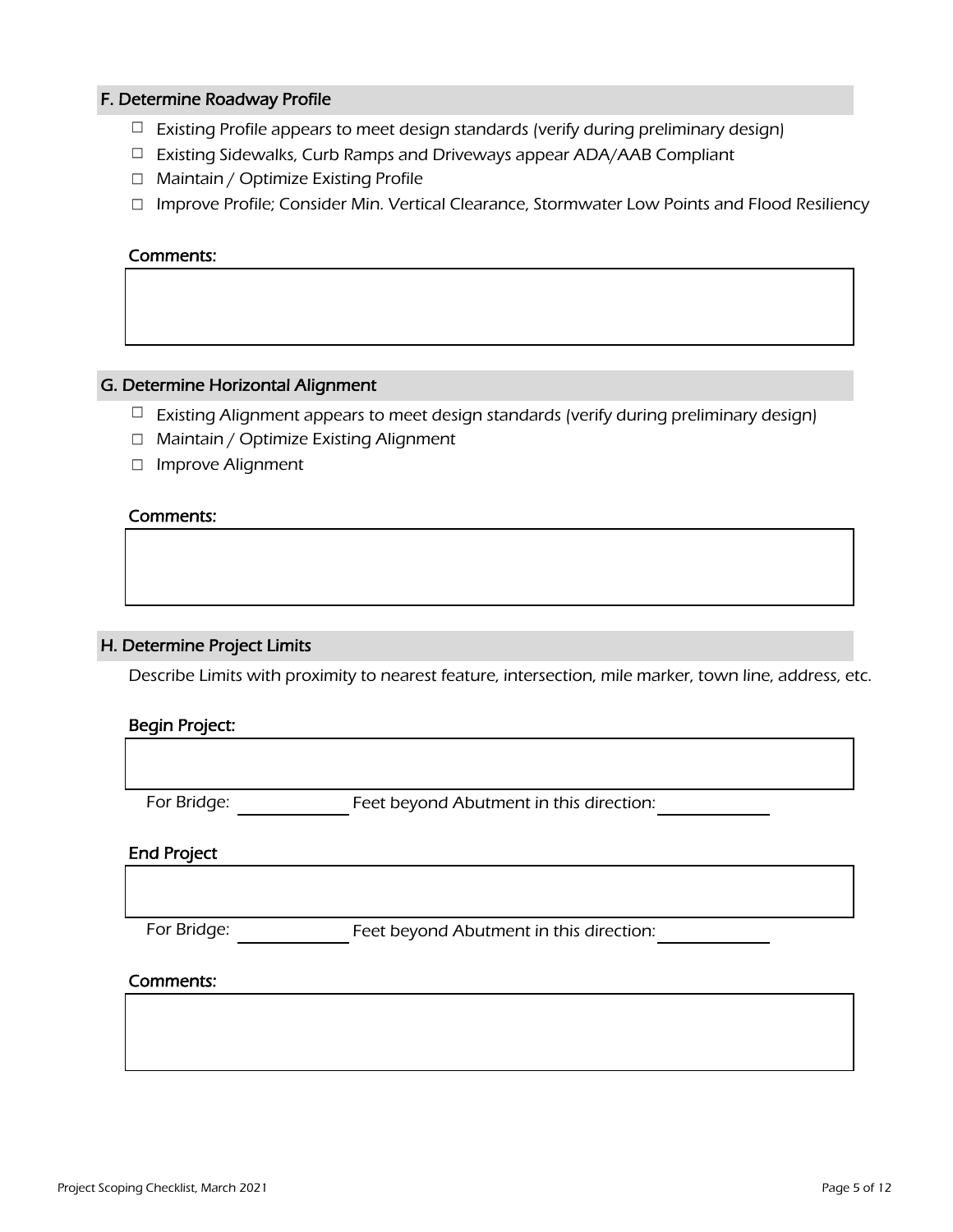## F. Determine Roadway Profile

- ☐ Existing Profile appears to meet design standards (verify during preliminary design)
- ☐ Existing Sidewalks, Curb Ramps and Driveways appear ADA/AAB Compliant
- ☐ Maintain / Optimize Existing Profile
- ☐ Improve Profile; Consider Min. Vertical Clearance, Stormwater Low Points and Flood Resiliency

**Comments:**

## G. Determine Horizontal Alignment

- ☐ Existing Alignment appears to meet design standards (verify during preliminary design)
- ☐ Maintain / Optimize Existing Alignment
- ☐ Improve Alignment

**Comments:**

## H. Determine Project Limits

Describe Limits with proximity to nearest feature, intersection, mile marker, town line, address, etc.

**Begin Project:**

For Bridge: ____________ Feet beyond Abutment in this direction: ____________

**End Project**

For Bridge: ____________ Feet beyond Abutment in this direction: ____________

**Comments:**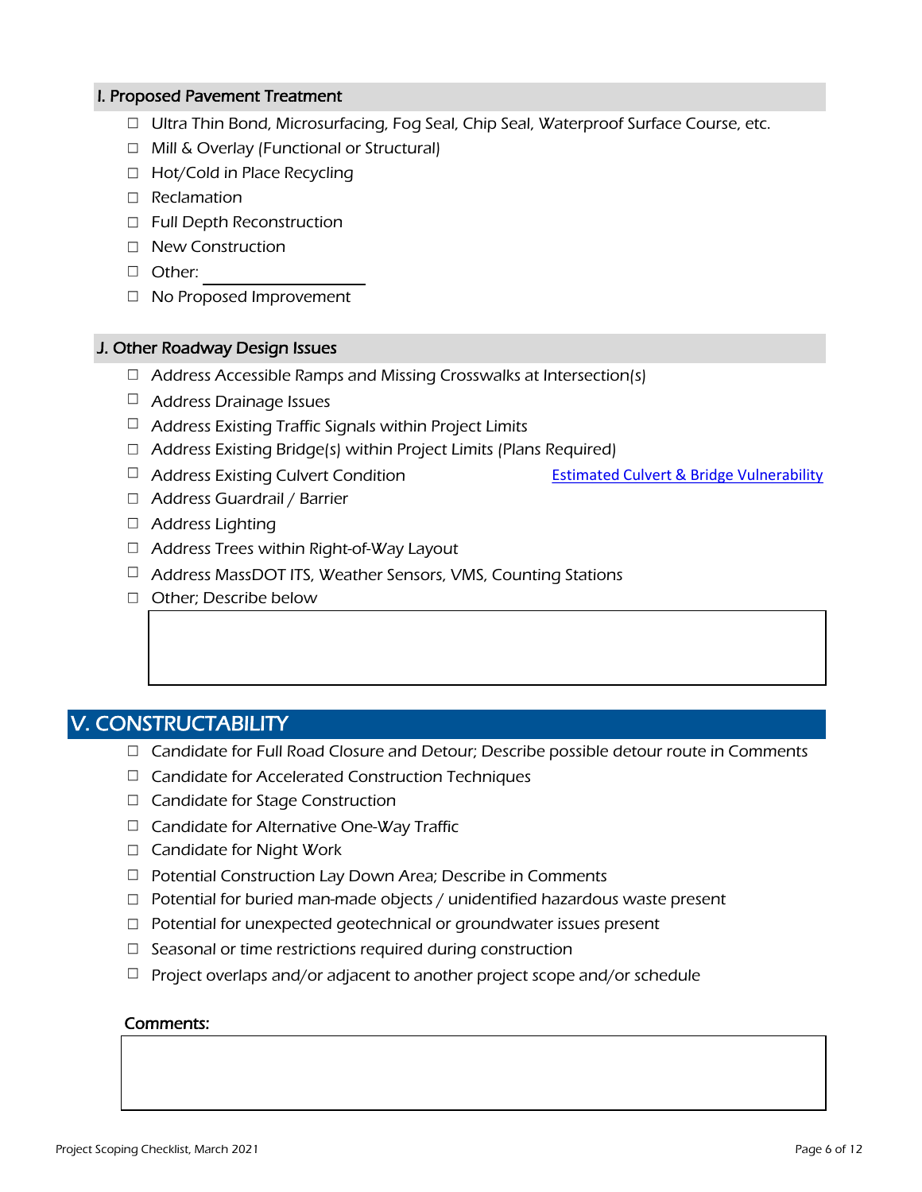### I. Proposed Pavement Treatment

- ☐ Ultra Thin Bond, Microsurfacing, Fog Seal, Chip Seal, Waterproof Surface Course, etc.
- ☐ Mill & Overlay (Functional or Structural)
- ☐ Hot/Cold in Place Recycling
- ☐ Reclamation
- ☐ Full Depth Reconstruction
- ☐ New Construction
- ☐ Other: ____________________
- ☐ No Proposed Improvement

### J. Other Roadway Design Issues

- ☐ Address Accessible Ramps and Missing Crosswalks at Intersection(s)
- ☐ Address Drainage Issues
- ☐ Address Existing Traffic Signals within Project Limits
- ☐ Address Existing Bridge(s) within Project Limits (Plans Required)
- ☐ Address Existing Culvert Condition — Estimated Culvert & Bridge Vulnerability
- ☐ Address Guardrail / Barrier
- ☐ Address Lighting
- ☐ Address Trees within Right-of-Way Layout
- ☐ Address MassDOT ITS, Weather Sensors, VMS, Counting Stations
- ☐ Other; Describe below

## V. CONSTRUCTABILITY

- ☐ Candidate for Full Road Closure and Detour; Describe possible detour route in Comments
- ☐ Candidate for Accelerated Construction Techniques
- ☐ Candidate for Stage Construction
- ☐ Candidate for Alternative One-Way Traffic
- ☐ Candidate for Night Work
- ☐ Potential Construction Lay Down Area; Describe in Comments
- ☐ Potential for buried man-made objects / unidentified hazardous waste present
- ☐ Potential for unexpected geotechnical or groundwater issues present
- ☐ Seasonal or time restrictions required during construction
- ☐ Project overlaps and/or adjacent to another project scope and/or schedule

**Comments:**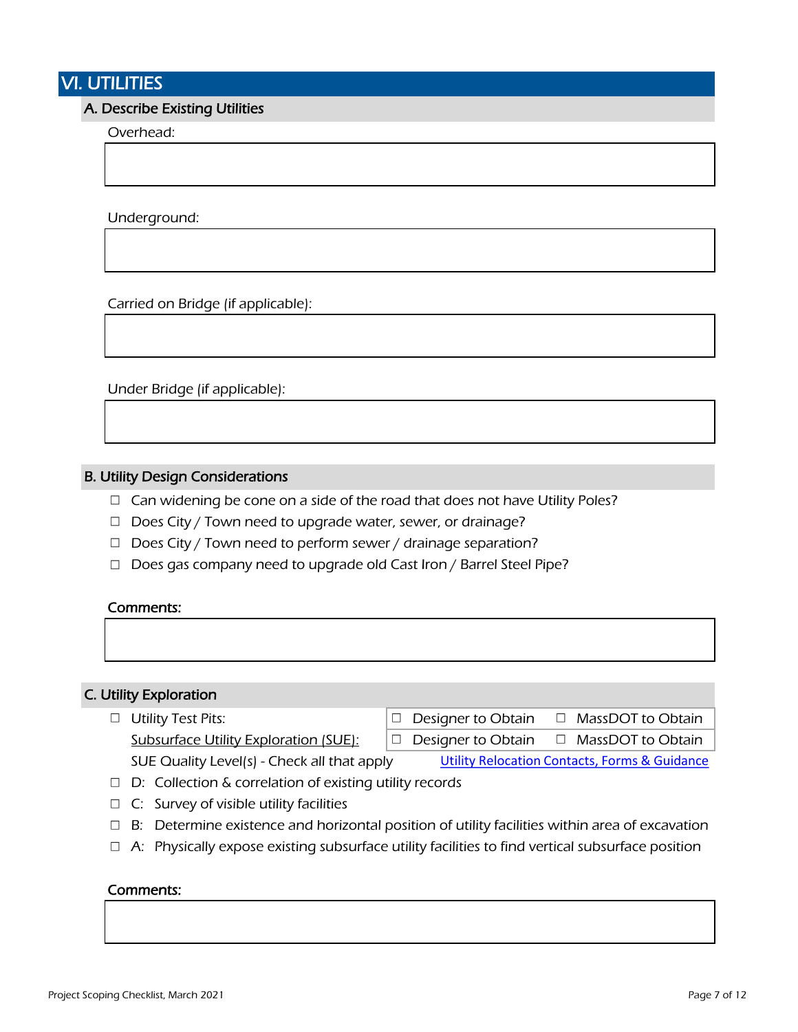# VI. UTILITIES

## A. Describe Existing Utilities

Overhead:

Underground:

Carried on Bridge (if applicable):

Under Bridge (if applicable):

## B. Utility Design Considerations

- ☐ Can widening be cone on a side of the road that does not have Utility Poles?
- ☐ Does City / Town need to upgrade water, sewer, or drainage?
- ☐ Does City / Town need to perform sewer / drainage separation?
- ☐ Does gas company need to upgrade old Cast Iron / Barrel Steel Pipe?

**Comments:**

## C. Utility Exploration

| ☐ Utility Test Pits: | ☐ Designer to Obtain | ☐ MassDOT to Obtain |
|---|---|---|
| Subsurface Utility Exploration (SUE): | ☐ Designer to Obtain | ☐ MassDOT to Obtain |

SUE Quality Level(s) - Check all that apply — Utility Relocation Contacts, Forms & Guidance

- ☐ D: Collection & correlation of existing utility records
- ☐ C: Survey of visible utility facilities
- ☐ B: Determine existence and horizontal position of utility facilities within area of excavation
- ☐ A: Physically expose existing subsurface utility facilities to find vertical subsurface position

**Comments:**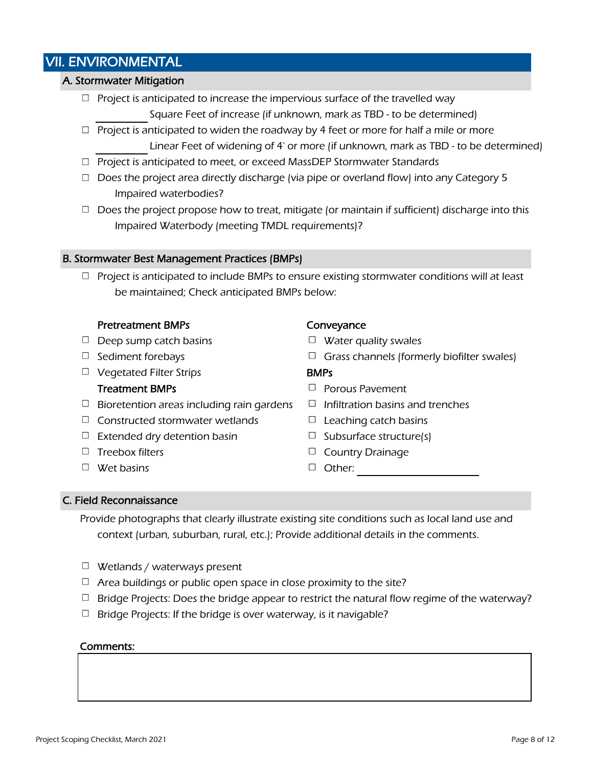# VII. ENVIRONMENTAL

## A. Stormwater Mitigation

- ☐ Project is anticipated to increase the impervious surface of the travelled way

  _________ Square Feet of increase (if unknown, mark as TBD - to be determined)
- ☐ Project is anticipated to widen the roadway by 4 feet or more for half a mile or more

  _________ Linear Feet of widening of 4' or more (if unknown, mark as TBD - to be determined)
- ☐ Project is anticipated to meet, or exceed MassDEP Stormwater Standards
- ☐ Does the project area directly discharge (via pipe or overland flow) into any Category 5 Impaired waterbodies?
- ☐ Does the project propose how to treat, mitigate (or maintain if sufficient) discharge into this Impaired Waterbody (meeting TMDL requirements)?

## B. Stormwater Best Management Practices (BMPs)

- ☐ Project is anticipated to include BMPs to ensure existing stormwater conditions will at least be maintained; Check anticipated BMPs below:

**Pretreatment BMPs**

- ☐ Deep sump catch basins
- ☐ Sediment forebays
- ☐ Vegetated Filter Strips

**Treatment BMPs**

- ☐ Bioretention areas including rain gardens
- ☐ Constructed stormwater wetlands
- ☐ Extended dry detention basin
- ☐ Treebox filters
- ☐ Wet basins

**Conveyance**

- ☐ Water quality swales
- ☐ Grass channels (formerly biofilter swales)

**BMPs**

- ☐ Porous Pavement
- ☐ Infiltration basins and trenches
- ☐ Leaching catch basins
- ☐ Subsurface structure(s)
- ☐ Country Drainage
- ☐ Other: _______________

## C. Field Reconnaissance

Provide photographs that clearly illustrate existing site conditions such as local land use and context (urban, suburban, rural, etc.); Provide additional details in the comments.

- ☐ Wetlands / waterways present
- ☐ Area buildings or public open space in close proximity to the site?
- ☐ Bridge Projects: Does the bridge appear to restrict the natural flow regime of the waterway?
- ☐ Bridge Projects: If the bridge is over waterway, is it navigable?

**Comments:**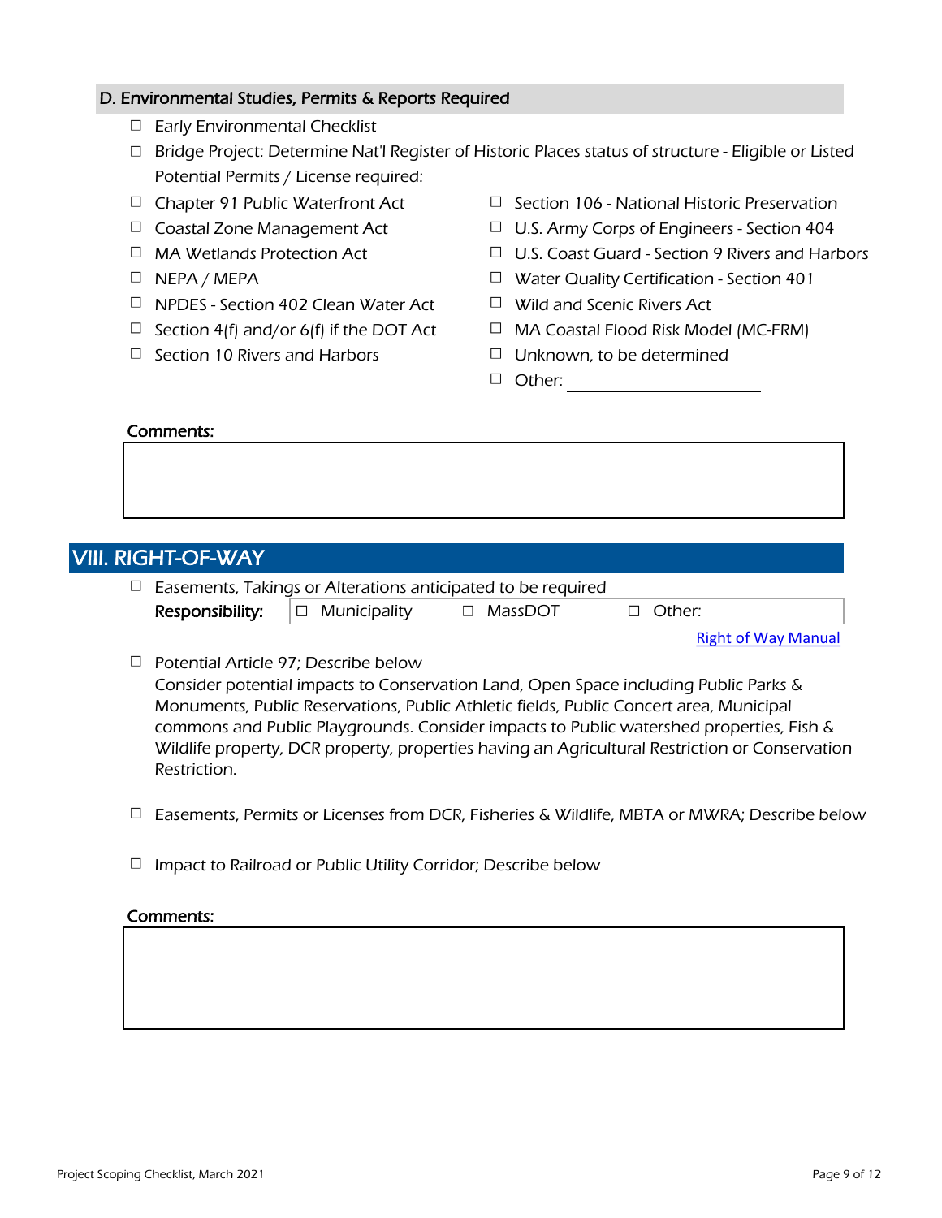### D. Environmental Studies, Permits & Reports Required

- ☐ Early Environmental Checklist
- ☐ Bridge Project: Determine Nat'l Register of Historic Places status of structure - Eligible or Listed

Potential Permits / License required:

- ☐ Chapter 91 Public Waterfront Act
- ☐ Coastal Zone Management Act
- ☐ MA Wetlands Protection Act
- ☐ NEPA / MEPA
- ☐ NPDES - Section 402 Clean Water Act
- ☐ Section 4(f) and/or 6(f) if the DOT Act
- ☐ Section 10 Rivers and Harbors
- ☐ Section 106 - National Historic Preservation
- ☐ U.S. Army Corps of Engineers - Section 404
- ☐ U.S. Coast Guard - Section 9 Rivers and Harbors
- ☐ Water Quality Certification - Section 401
- ☐ Wild and Scenic Rivers Act
- ☐ MA Coastal Flood Risk Model (MC-FRM)
- ☐ Unknown, to be determined
- ☐ Other: ____________________

**Comments:**

| |
|---|
| |

## VIII. RIGHT-OF-WAY

- ☐ Easements, Takings or Alterations anticipated to be required

**Responsibility:** ☐ Municipality ☐ MassDOT ☐ Other:

Right of Way Manual

- ☐ Potential Article 97; Describe below
  Consider potential impacts to Conservation Land, Open Space including Public Parks & Monuments, Public Reservations, Public Athletic fields, Public Concert area, Municipal commons and Public Playgrounds. Consider impacts to Public watershed properties, Fish & Wildlife property, DCR property, properties having an Agricultural Restriction or Conservation Restriction.

- ☐ Easements, Permits or Licenses from DCR, Fisheries & Wildlife, MBTA or MWRA; Describe below

- ☐ Impact to Railroad or Public Utility Corridor; Describe below

**Comments:**

| |
|---|
| |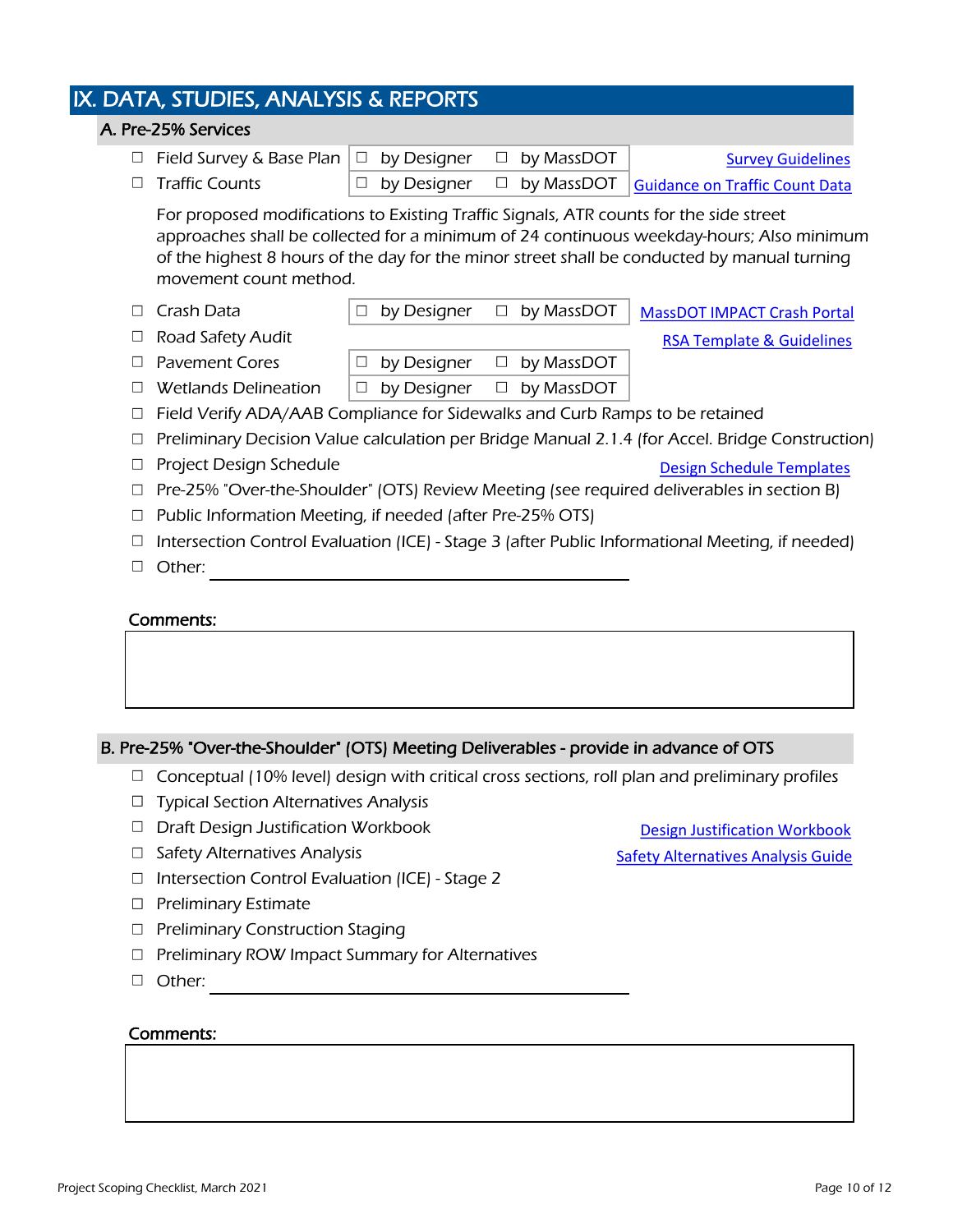## IX. DATA, STUDIES, ANALYSIS & REPORTS

### A. Pre-25% Services

- ☐ Field Survey & Base Plan — ☐ by Designer ☐ by MassDOT — Survey Guidelines
- ☐ Traffic Counts — ☐ by Designer ☐ by MassDOT — Guidance on Traffic Count Data

  For proposed modifications to Existing Traffic Signals, ATR counts for the side street approaches shall be collected for a minimum of 24 continuous weekday-hours; Also minimum of the highest 8 hours of the day for the minor street shall be conducted by manual turning movement count method.

- ☐ Crash Data — ☐ by Designer ☐ by MassDOT — MassDOT IMPACT Crash Portal
- ☐ Road Safety Audit — RSA Template & Guidelines
- ☐ Pavement Cores — ☐ by Designer ☐ by MassDOT
- ☐ Wetlands Delineation — ☐ by Designer ☐ by MassDOT
- ☐ Field Verify ADA/AAB Compliance for Sidewalks and Curb Ramps to be retained
- ☐ Preliminary Decision Value calculation per Bridge Manual 2.1.4 (for Accel. Bridge Construction)
- ☐ Project Design Schedule — Design Schedule Templates
- ☐ Pre-25% "Over-the-Shoulder" (OTS) Review Meeting (see required deliverables in section B)
- ☐ Public Information Meeting, if needed (after Pre-25% OTS)
- ☐ Intersection Control Evaluation (ICE) - Stage 3 (after Public Informational Meeting, if needed)
- ☐ Other: ______________________________

**Comments:**

### B. Pre-25% "Over-the-Shoulder" (OTS) Meeting Deliverables - provide in advance of OTS

- ☐ Conceptual (10% level) design with critical cross sections, roll plan and preliminary profiles
- ☐ Typical Section Alternatives Analysis
- ☐ Draft Design Justification Workbook — Design Justification Workbook
- ☐ Safety Alternatives Analysis — Safety Alternatives Analysis Guide
- ☐ Intersection Control Evaluation (ICE) - Stage 2
- ☐ Preliminary Estimate
- ☐ Preliminary Construction Staging
- ☐ Preliminary ROW Impact Summary for Alternatives
- ☐ Other: ______________________________

**Comments:**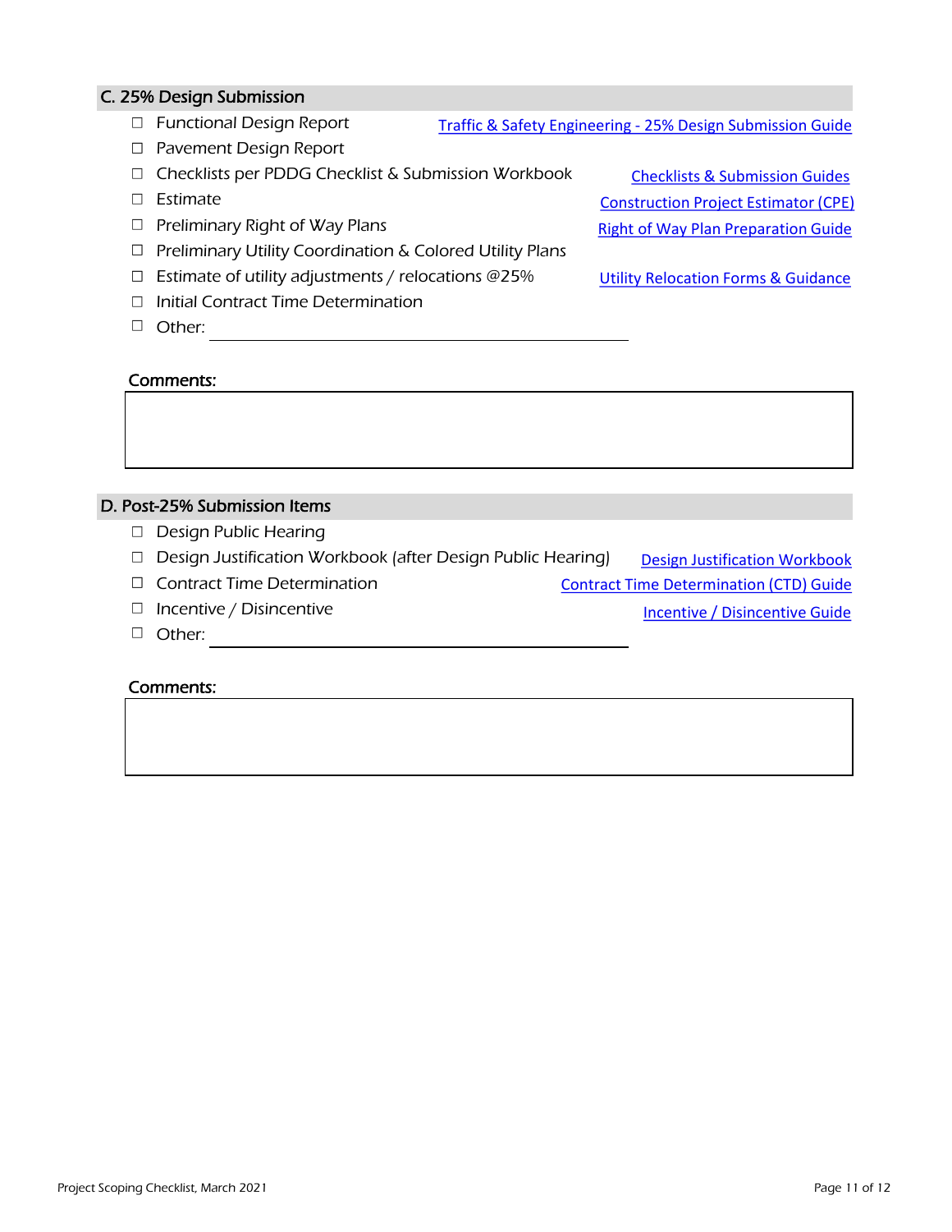## C. 25% Design Submission

- ☐ Functional Design Report — Traffic & Safety Engineering - 25% Design Submission Guide
- ☐ Pavement Design Report
- ☐ Checklists per PDDG Checklist & Submission Workbook — Checklists & Submission Guides
- ☐ Estimate — Construction Project Estimator (CPE)
- ☐ Preliminary Right of Way Plans — Right of Way Plan Preparation Guide
- ☐ Preliminary Utility Coordination & Colored Utility Plans
- ☐ Estimate of utility adjustments / relocations @25% — Utility Relocation Forms & Guidance
- ☐ Initial Contract Time Determination
- ☐ Other: ______________________________

**Comments:**

| |
|---|
| |

## D. Post-25% Submission Items

- ☐ Design Public Hearing
- ☐ Design Justification Workbook (after Design Public Hearing) — Design Justification Workbook
- ☐ Contract Time Determination — Contract Time Determination (CTD) Guide
- ☐ Incentive / Disincentive — Incentive / Disincentive Guide
- ☐ Other: ______________________________

**Comments:**

| |
|---|
| |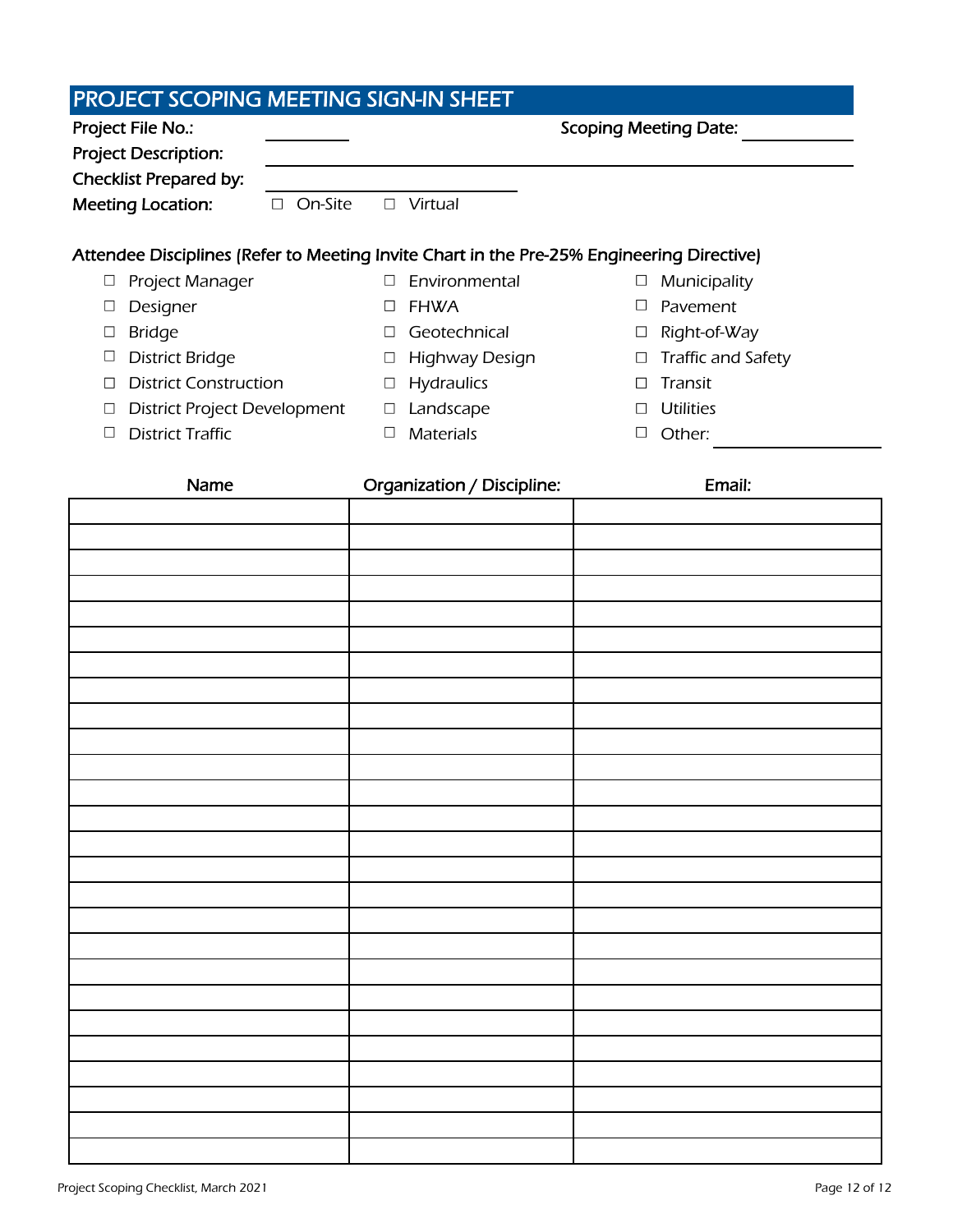## PROJECT SCOPING MEETING SIGN-IN SHEET

**Project File No.:** ________ **Scoping Meeting Date:** ________

**Project Description:** ________________________________

**Checklist Prepared by:** ________________

**Meeting Location:** ☐ On-Site ☐ Virtual

**Attendee Disciplines (Refer to Meeting Invite Chart in the Pre-25% Engineering Directive)**

- ☐ Project Manager
- ☐ Designer
- ☐ Bridge
- ☐ District Bridge
- ☐ District Construction
- ☐ District Project Development
- ☐ District Traffic
- ☐ Environmental
- ☐ FHWA
- ☐ Geotechnical
- ☐ Highway Design
- ☐ Hydraulics
- ☐ Landscape
- ☐ Materials
- ☐ Municipality
- ☐ Pavement
- ☐ Right-of-Way
- ☐ Traffic and Safety
- ☐ Transit
- ☐ Utilities
- ☐ Other: ________

| Name | Organization / Discipline: | Email: |
|---|---|---|
| | | |
| | | |
| | | |
| | | |
| | | |
| | | |
| | | |
| | | |
| | | |
| | | |
| | | |
| | | |
| | | |
| | | |
| | | |
| | | |
| | | |
| | | |
| | | |
| | | |
| | | |
| | | |
| | | |
| | | |
| | | |
| | | |